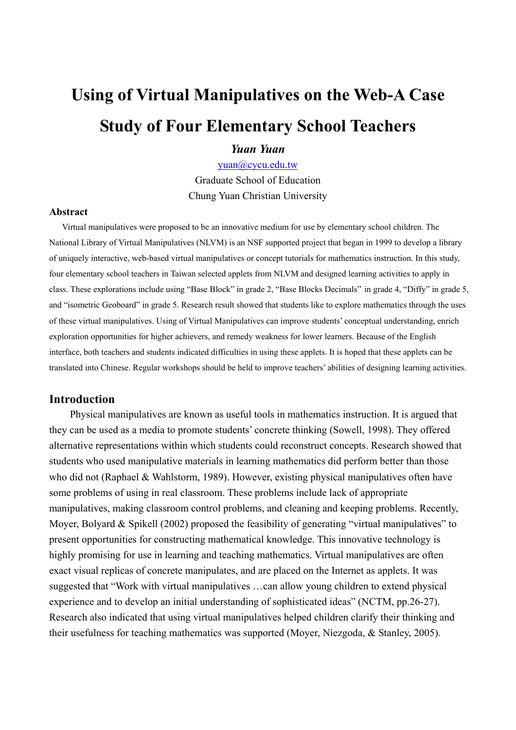# Using of Virtual Manipulatives on the Web-A Case Study of Four Elementary School Teachers

***Yuan Yuan***

yuan@cycu.edu.tw

Graduate School of Education

Chung Yuan Christian University

## Abstract

Virtual manipulatives were proposed to be an innovative medium for use by elementary school children. The National Library of Virtual Manipulatives (NLVM) is an NSF supported project that began in 1999 to develop a library of uniquely interactive, web-based virtual manipulatives or concept tutorials for mathematics instruction. In this study, four elementary school teachers in Taiwan selected applets from NLVM and designed learning activities to apply in class. These explorations include using "Base Block" in grade 2, "Base Blocks Decimals" in grade 4, "Diffy" in grade 5, and "isometric Geoboard" in grade 5. Research result showed that students like to explore mathematics through the uses of these virtual manipulatives. Using of Virtual Manipulatives can improve students' conceptual understanding, enrich exploration opportunities for higher achievers, and remedy weakness for lower learners. Because of the English interface, both teachers and students indicated difficulties in using these applets. It is hoped that these applets can be translated into Chinese. Regular workshops should be held to improve teachers' abilities of designing learning activities.

## Introduction

Physical manipulatives are known as useful tools in mathematics instruction. It is argued that they can be used as a media to promote students' concrete thinking (Sowell, 1998). They offered alternative representations within which students could reconstruct concepts. Research showed that students who used manipulative materials in learning mathematics did perform better than those who did not (Raphael & Wahlstorm, 1989). However, existing physical manipulatives often have some problems of using in real classroom. These problems include lack of appropriate manipulatives, making classroom control problems, and cleaning and keeping problems. Recently, Moyer, Bolyard & Spikell (2002) proposed the feasibility of generating "virtual manipulatives" to present opportunities for constructing mathematical knowledge. This innovative technology is highly promising for use in learning and teaching mathematics. Virtual manipulatives are often exact visual replicas of concrete manipulates, and are placed on the Internet as applets. It was suggested that "Work with virtual manipulatives …can allow young children to extend physical experience and to develop an initial understanding of sophisticated ideas" (NCTM, pp.26-27). Research also indicated that using virtual manipulatives helped children clarify their thinking and their usefulness for teaching mathematics was supported (Moyer, Niezgoda, & Stanley, 2005).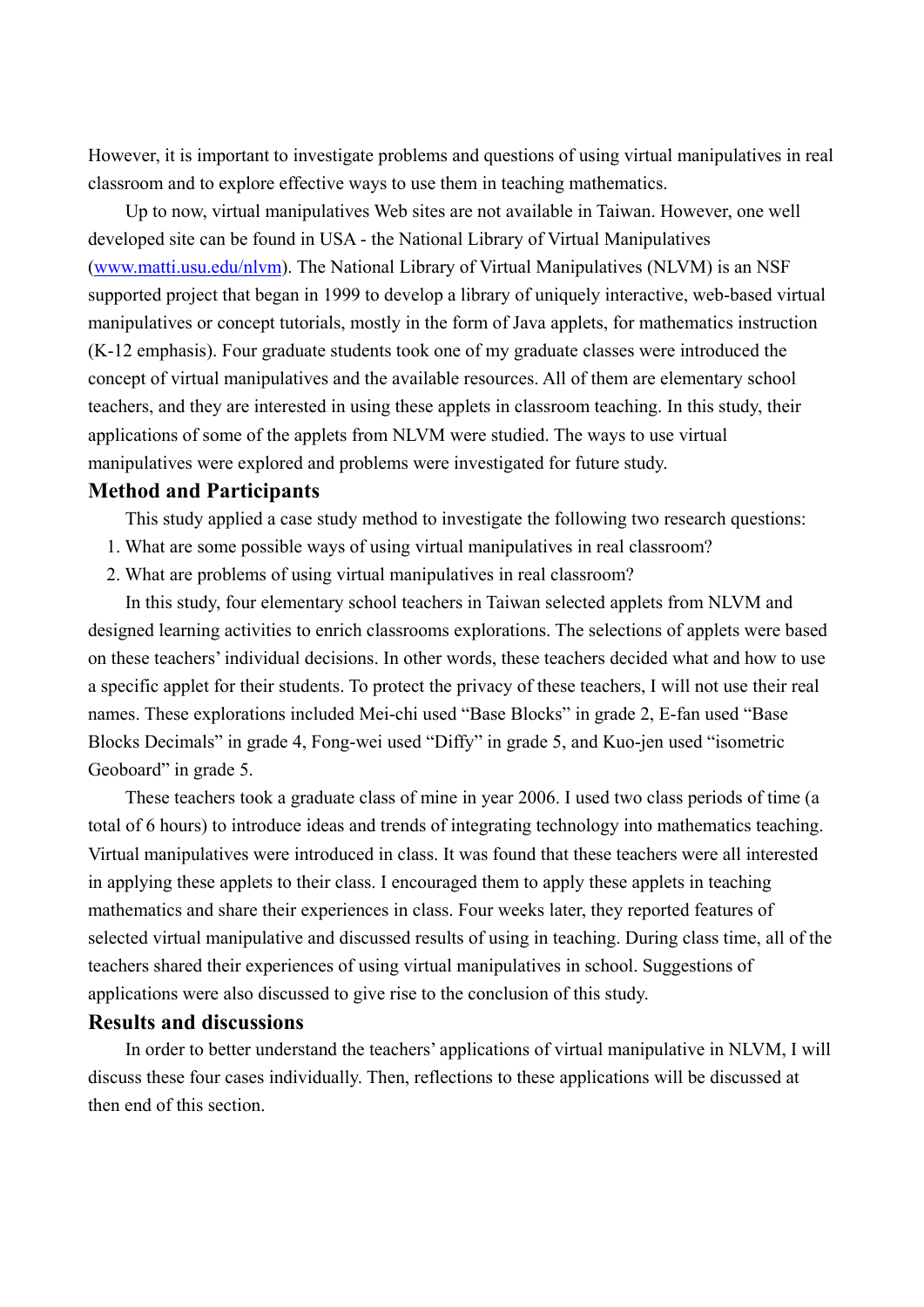However, it is important to investigate problems and questions of using virtual manipulatives in real classroom and to explore effective ways to use them in teaching mathematics.

Up to now, virtual manipulatives Web sites are not available in Taiwan. However, one well developed site can be found in USA - the National Library of Virtual Manipulatives (www.matti.usu.edu/nlvm). The National Library of Virtual Manipulatives (NLVM) is an NSF supported project that began in 1999 to develop a library of uniquely interactive, web-based virtual manipulatives or concept tutorials, mostly in the form of Java applets, for mathematics instruction (K-12 emphasis). Four graduate students took one of my graduate classes were introduced the concept of virtual manipulatives and the available resources. All of them are elementary school teachers, and they are interested in using these applets in classroom teaching. In this study, their applications of some of the applets from NLVM were studied. The ways to use virtual manipulatives were explored and problems were investigated for future study.

## Method and Participants

This study applied a case study method to investigate the following two research questions:

1. What are some possible ways of using virtual manipulatives in real classroom?
2. What are problems of using virtual manipulatives in real classroom?

In this study, four elementary school teachers in Taiwan selected applets from NLVM and designed learning activities to enrich classrooms explorations. The selections of applets were based on these teachers' individual decisions. In other words, these teachers decided what and how to use a specific applet for their students. To protect the privacy of these teachers, I will not use their real names. These explorations included Mei-chi used "Base Blocks" in grade 2, E-fan used "Base Blocks Decimals" in grade 4, Fong-wei used "Diffy" in grade 5, and Kuo-jen used "isometric Geoboard" in grade 5.

These teachers took a graduate class of mine in year 2006. I used two class periods of time (a total of 6 hours) to introduce ideas and trends of integrating technology into mathematics teaching. Virtual manipulatives were introduced in class. It was found that these teachers were all interested in applying these applets to their class. I encouraged them to apply these applets in teaching mathematics and share their experiences in class. Four weeks later, they reported features of selected virtual manipulative and discussed results of using in teaching. During class time, all of the teachers shared their experiences of using virtual manipulatives in school. Suggestions of applications were also discussed to give rise to the conclusion of this study.

## Results and discussions

In order to better understand the teachers' applications of virtual manipulative in NLVM, I will discuss these four cases individually. Then, reflections to these applications will be discussed at then end of this section.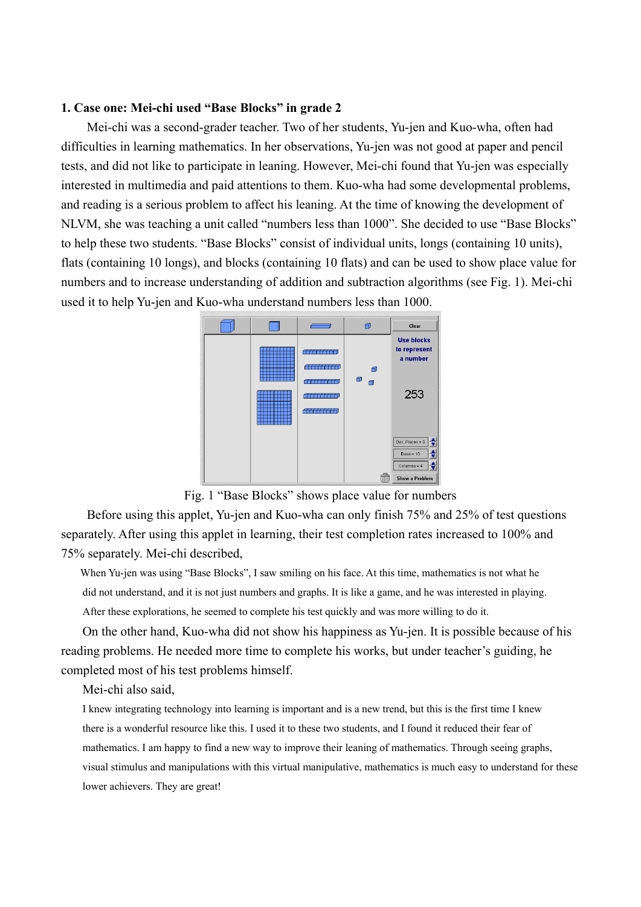### 1. Case one: Mei-chi used "Base Blocks" in grade 2

Mei-chi was a second-grader teacher. Two of her students, Yu-jen and Kuo-wha, often had difficulties in learning mathematics. In her observations, Yu-jen was not good at paper and pencil tests, and did not like to participate in leaning. However, Mei-chi found that Yu-jen was especially interested in multimedia and paid attentions to them. Kuo-wha had some developmental problems, and reading is a serious problem to affect his leaning. At the time of knowing the development of NLVM, she was teaching a unit called "numbers less than 1000". She decided to use "Base Blocks" to help these two students. "Base Blocks" consist of individual units, longs (containing 10 units), flats (containing 10 longs), and blocks (containing 10 flats) and can be used to show place value for numbers and to increase understanding of addition and subtraction algorithms (see Fig. 1). Mei-chi used it to help Yu-jen and Kuo-wha understand numbers less than 1000.

Fig. 1 "Base Blocks" shows place value for numbers

Before using this applet, Yu-jen and Kuo-wha can only finish 75% and 25% of test questions separately. After using this applet in learning, their test completion rates increased to 100% and 75% separately. Mei-chi described,

> When Yu-jen was using "Base Blocks", I saw smiling on his face. At this time, mathematics is not what he did not understand, and it is not just numbers and graphs. It is like a game, and he was interested in playing. After these explorations, he seemed to complete his test quickly and was more willing to do it.

On the other hand, Kuo-wha did not show his happiness as Yu-jen. It is possible because of his reading problems. He needed more time to complete his works, but under teacher's guiding, he completed most of his test problems himself.

Mei-chi also said,

> I knew integrating technology into learning is important and is a new trend, but this is the first time I knew there is a wonderful resource like this. I used it to these two students, and I found it reduced their fear of mathematics. I am happy to find a new way to improve their leaning of mathematics. Through seeing graphs, visual stimulus and manipulations with this virtual manipulative, mathematics is much easy to understand for these lower achievers. They are great!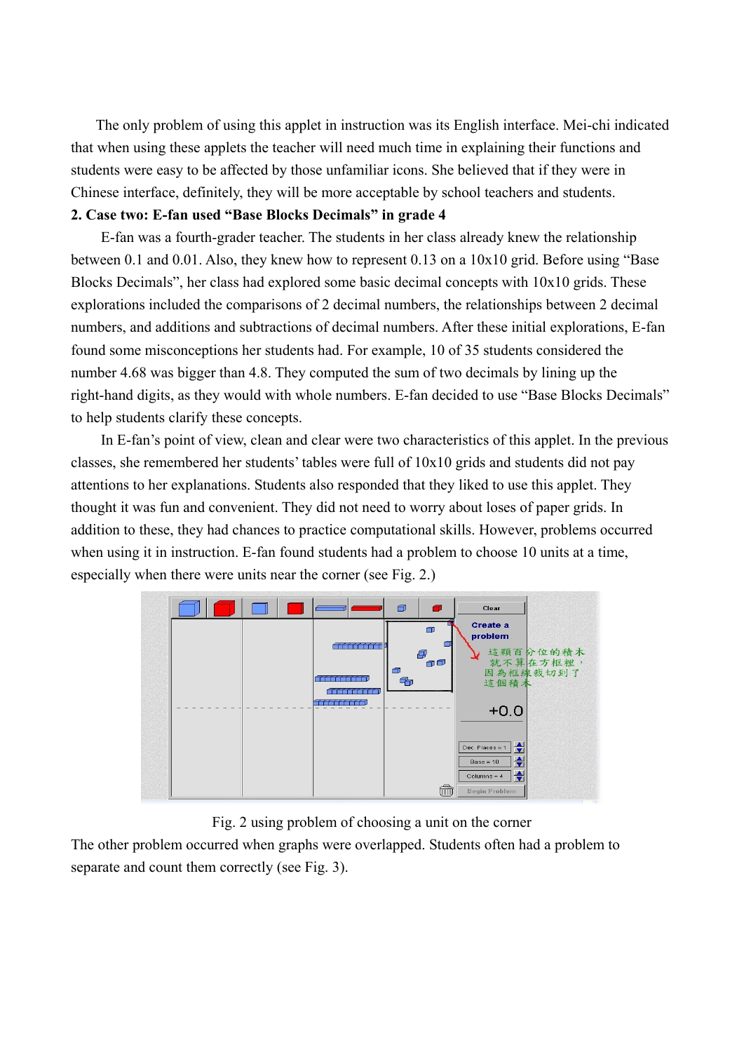The only problem of using this applet in instruction was its English interface. Mei-chi indicated that when using these applets the teacher will need much time in explaining their functions and students were easy to be affected by those unfamiliar icons. She believed that if they were in Chinese interface, definitely, they will be more acceptable by school teachers and students.

**2. Case two: E-fan used "Base Blocks Decimals" in grade 4**

E-fan was a fourth-grader teacher. The students in her class already knew the relationship between 0.1 and 0.01. Also, they knew how to represent 0.13 on a 10x10 grid. Before using "Base Blocks Decimals", her class had explored some basic decimal concepts with 10x10 grids. These explorations included the comparisons of 2 decimal numbers, the relationships between 2 decimal numbers, and additions and subtractions of decimal numbers. After these initial explorations, E-fan found some misconceptions her students had. For example, 10 of 35 students considered the number 4.68 was bigger than 4.8. They computed the sum of two decimals by lining up the right-hand digits, as they would with whole numbers. E-fan decided to use "Base Blocks Decimals" to help students clarify these concepts.

In E-fan's point of view, clean and clear were two characteristics of this applet. In the previous classes, she remembered her students' tables were full of 10x10 grids and students did not pay attentions to her explanations. Students also responded that they liked to use this applet. They thought it was fun and convenient. They did not need to worry about loses of paper grids. In addition to these, they had chances to practice computational skills. However, problems occurred when using it in instruction. E-fan found students had a problem to choose 10 units at a time, especially when there were units near the corner (see Fig. 2.)

Fig. 2 using problem of choosing a unit on the corner

The other problem occurred when graphs were overlapped. Students often had a problem to separate and count them correctly (see Fig. 3).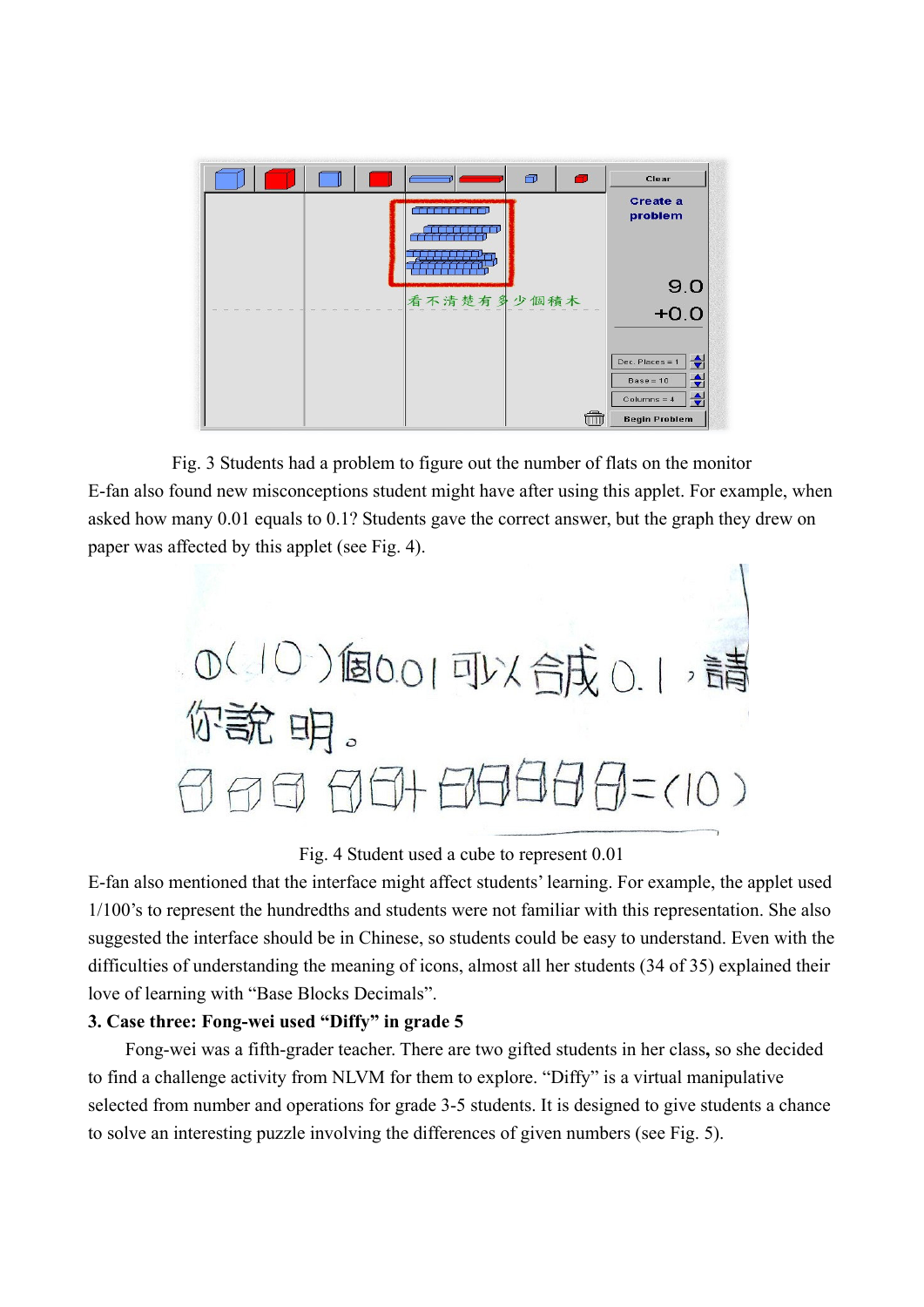Fig. 3 Students had a problem to figure out the number of flats on the monitor

E-fan also found new misconceptions student might have after using this applet. For example, when asked how many 0.01 equals to 0.1? Students gave the correct answer, but the graph they drew on paper was affected by this applet (see Fig. 4).

Fig. 4 Student used a cube to represent 0.01

E-fan also mentioned that the interface might affect students' learning. For example, the applet used 1/100's to represent the hundredths and students were not familiar with this representation. She also suggested the interface should be in Chinese, so students could be easy to understand. Even with the difficulties of understanding the meaning of icons, almost all her students (34 of 35) explained their love of learning with "Base Blocks Decimals".

**3. Case three: Fong-wei used "Diffy" in grade 5**

Fong-wei was a fifth-grader teacher. There are two gifted students in her class**,** so she decided to find a challenge activity from NLVM for them to explore. "Diffy" is a virtual manipulative selected from number and operations for grade 3-5 students. It is designed to give students a chance to solve an interesting puzzle involving the differences of given numbers (see Fig. 5).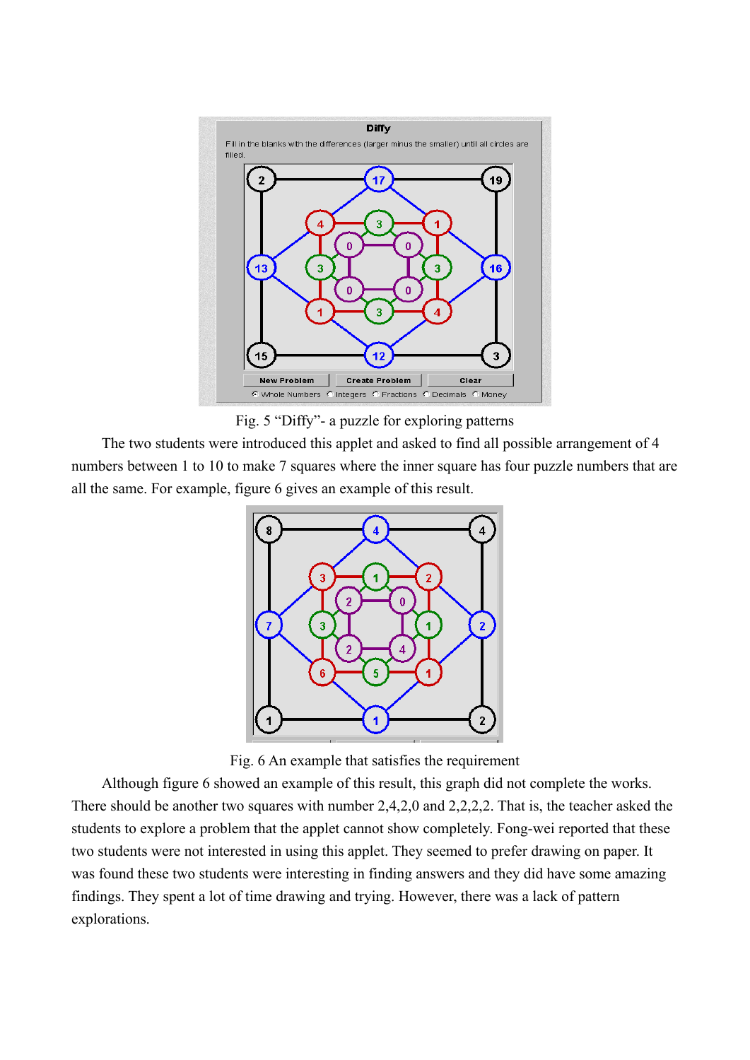Fig. 5 "Diffy"- a puzzle for exploring patterns

The two students were introduced this applet and asked to find all possible arrangement of 4 numbers between 1 to 10 to make 7 squares where the inner square has four puzzle numbers that are all the same. For example, figure 6 gives an example of this result.

Fig. 6 An example that satisfies the requirement

Although figure 6 showed an example of this result, this graph did not complete the works. There should be another two squares with number 2,4,2,0 and 2,2,2,2. That is, the teacher asked the students to explore a problem that the applet cannot show completely. Fong-wei reported that these two students were not interested in using this applet. They seemed to prefer drawing on paper. It was found these two students were interesting in finding answers and they did have some amazing findings. They spent a lot of time drawing and trying. However, there was a lack of pattern explorations.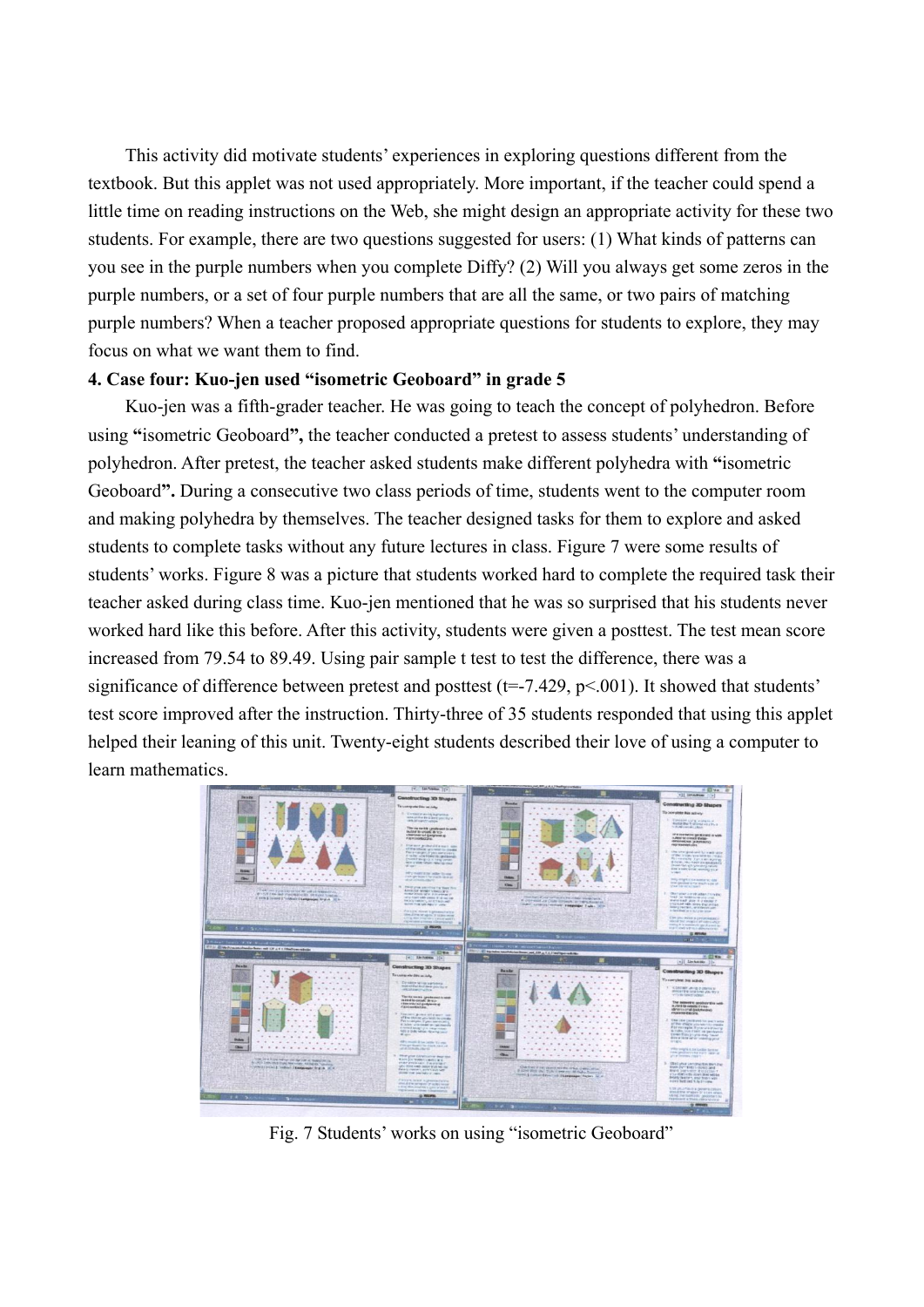This activity did motivate students' experiences in exploring questions different from the textbook. But this applet was not used appropriately. More important, if the teacher could spend a little time on reading instructions on the Web, she might design an appropriate activity for these two students. For example, there are two questions suggested for users: (1) What kinds of patterns can you see in the purple numbers when you complete Diffy? (2) Will you always get some zeros in the purple numbers, or a set of four purple numbers that are all the same, or two pairs of matching purple numbers? When a teacher proposed appropriate questions for students to explore, they may focus on what we want them to find.

**4. Case four: Kuo-jen used "isometric Geoboard" in grade 5**

Kuo-jen was a fifth-grader teacher. He was going to teach the concept of polyhedron. Before using **"**isometric Geoboard**"**, the teacher conducted a pretest to assess students' understanding of polyhedron. After pretest, the teacher asked students make different polyhedra with **"**isometric Geoboard**".** During a consecutive two class periods of time, students went to the computer room and making polyhedra by themselves. The teacher designed tasks for them to explore and asked students to complete tasks without any future lectures in class. Figure 7 were some results of students' works. Figure 8 was a picture that students worked hard to complete the required task their teacher asked during class time. Kuo-jen mentioned that he was so surprised that his students never worked hard like this before. After this activity, students were given a posttest. The test mean score increased from 79.54 to 89.49. Using pair sample t test to test the difference, there was a significance of difference between pretest and posttest ($t=-7.429$, $p<.001$). It showed that students' test score improved after the instruction. Thirty-three of 35 students responded that using this applet helped their leaning of this unit. Twenty-eight students described their love of using a computer to learn mathematics.

Fig. 7 Students' works on using "isometric Geoboard"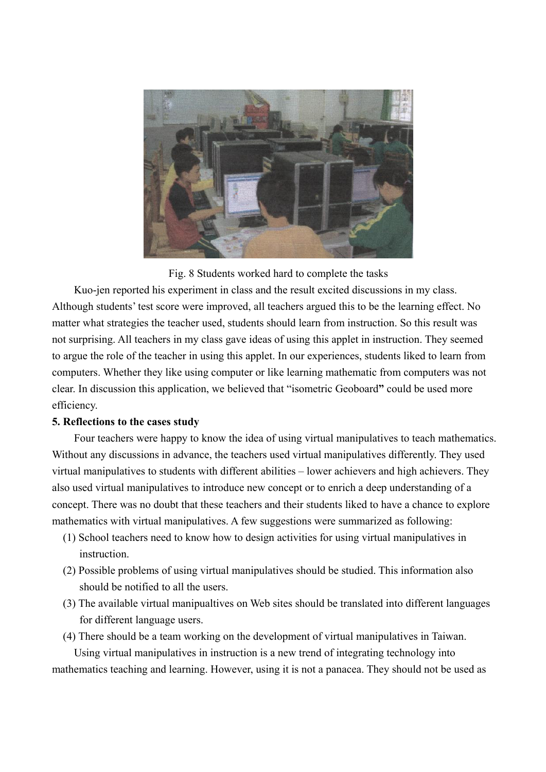Fig. 8 Students worked hard to complete the tasks

Kuo-jen reported his experiment in class and the result excited discussions in my class. Although students' test score were improved, all teachers argued this to be the learning effect. No matter what strategies the teacher used, students should learn from instruction. So this result was not surprising. All teachers in my class gave ideas of using this applet in instruction. They seemed to argue the role of the teacher in using this applet. In our experiences, students liked to learn from computers. Whether they like using computer or like learning mathematic from computers was not clear. In discussion this application, we believed that "isometric Geoboard**"** could be used more efficiency.

**5. Reflections to the cases study**

Four teachers were happy to know the idea of using virtual manipulatives to teach mathematics. Without any discussions in advance, the teachers used virtual manipulatives differently. They used virtual manipulatives to students with different abilities – lower achievers and high achievers. They also used virtual manipulatives to introduce new concept or to enrich a deep understanding of a concept. There was no doubt that these teachers and their students liked to have a chance to explore mathematics with virtual manipulatives. A few suggestions were summarized as following:

(1) School teachers need to know how to design activities for using virtual manipulatives in instruction.

(2) Possible problems of using virtual manipulatives should be studied. This information also should be notified to all the users.

(3) The available virtual manipualtives on Web sites should be translated into different languages for different language users.

(4) There should be a team working on the development of virtual manipulatives in Taiwan.

Using virtual manipulatives in instruction is a new trend of integrating technology into mathematics teaching and learning. However, using it is not a panacea. They should not be used as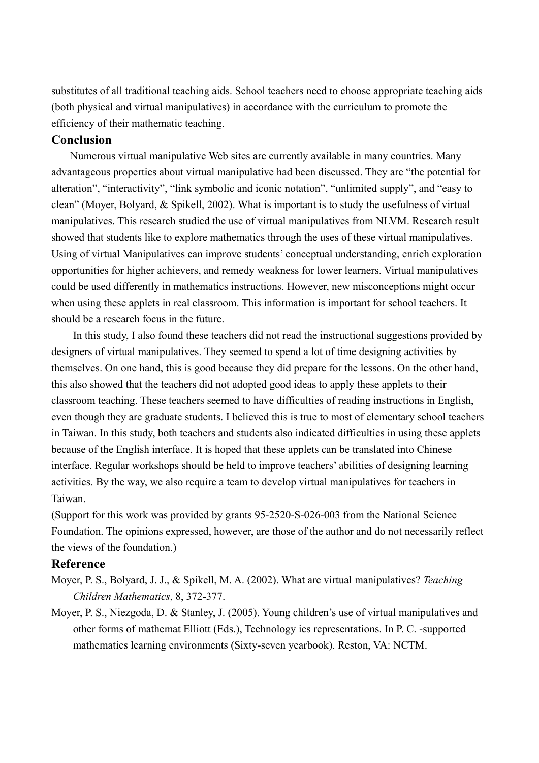substitutes of all traditional teaching aids. School teachers need to choose appropriate teaching aids (both physical and virtual manipulatives) in accordance with the curriculum to promote the efficiency of their mathematic teaching.

## Conclusion

Numerous virtual manipulative Web sites are currently available in many countries. Many advantageous properties about virtual manipulative had been discussed. They are "the potential for alteration", "interactivity", "link symbolic and iconic notation", "unlimited supply", and "easy to clean" (Moyer, Bolyard, & Spikell, 2002). What is important is to study the usefulness of virtual manipulatives. This research studied the use of virtual manipulatives from NLVM. Research result showed that students like to explore mathematics through the uses of these virtual manipulatives. Using of virtual Manipulatives can improve students' conceptual understanding, enrich exploration opportunities for higher achievers, and remedy weakness for lower learners. Virtual manipulatives could be used differently in mathematics instructions. However, new misconceptions might occur when using these applets in real classroom. This information is important for school teachers. It should be a research focus in the future.

In this study, I also found these teachers did not read the instructional suggestions provided by designers of virtual manipulatives. They seemed to spend a lot of time designing activities by themselves. On one hand, this is good because they did prepare for the lessons. On the other hand, this also showed that the teachers did not adopted good ideas to apply these applets to their classroom teaching. These teachers seemed to have difficulties of reading instructions in English, even though they are graduate students. I believed this is true to most of elementary school teachers in Taiwan. In this study, both teachers and students also indicated difficulties in using these applets because of the English interface. It is hoped that these applets can be translated into Chinese interface. Regular workshops should be held to improve teachers' abilities of designing learning activities. By the way, we also require a team to develop virtual manipulatives for teachers in Taiwan.

(Support for this work was provided by grants 95-2520-S-026-003 from the National Science Foundation. The opinions expressed, however, are those of the author and do not necessarily reflect the views of the foundation.)

## Reference

Moyer, P. S., Bolyard, J. J., & Spikell, M. A. (2002). What are virtual manipulatives? *Teaching Children Mathematics*, 8, 372-377.

Moyer, P. S., Niezgoda, D. & Stanley, J. (2005). Young children's use of virtual manipulatives and other forms of mathemat Elliott (Eds.), Technology ics representations. In P. C. -supported mathematics learning environments (Sixty-seven yearbook). Reston, VA: NCTM.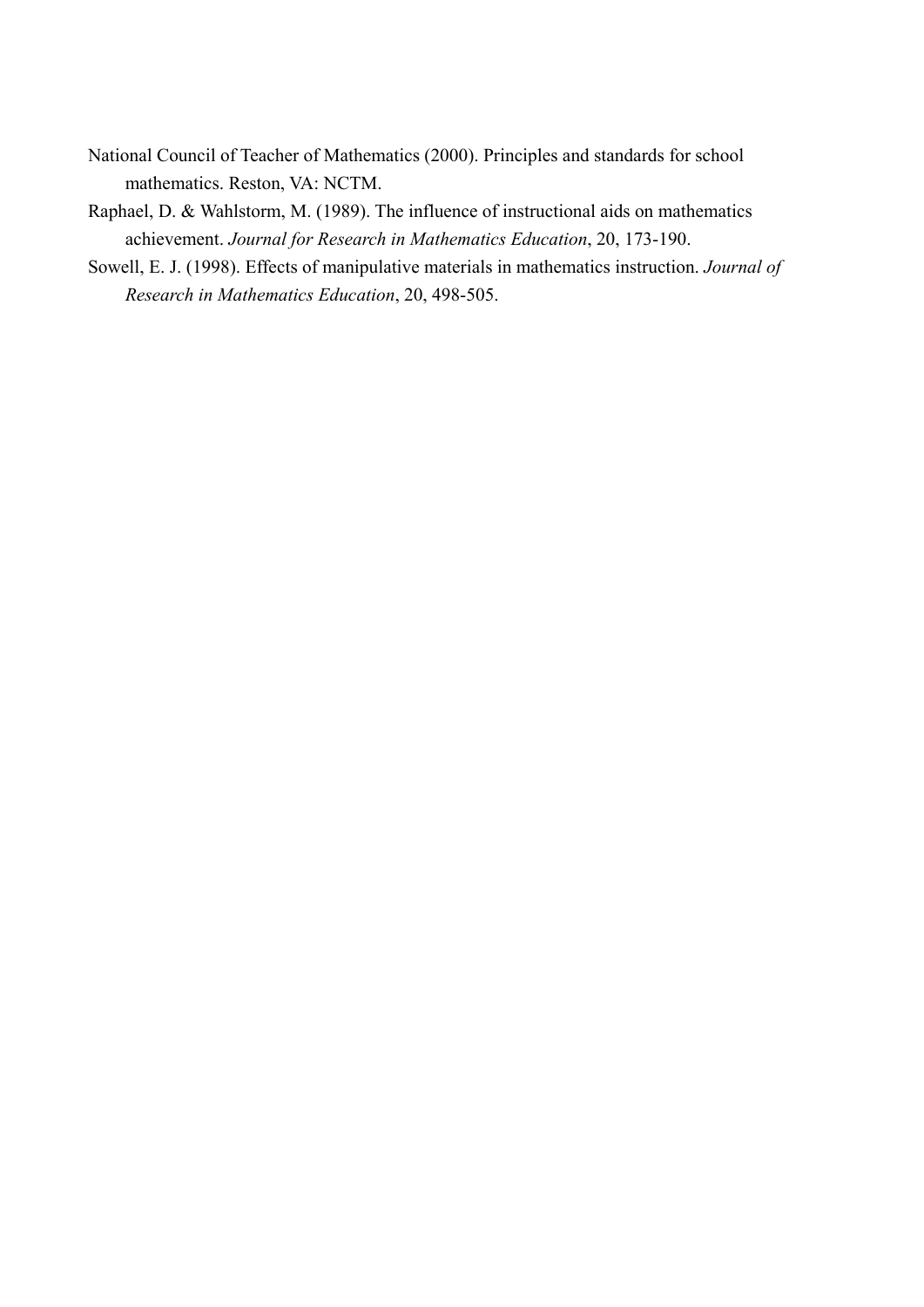National Council of Teacher of Mathematics (2000). Principles and standards for school mathematics. Reston, VA: NCTM.

Raphael, D. & Wahlstorm, M. (1989). The influence of instructional aids on mathematics achievement. *Journal for Research in Mathematics Education*, 20, 173-190.

Sowell, E. J. (1998). Effects of manipulative materials in mathematics instruction. *Journal of Research in Mathematics Education*, 20, 498-505.